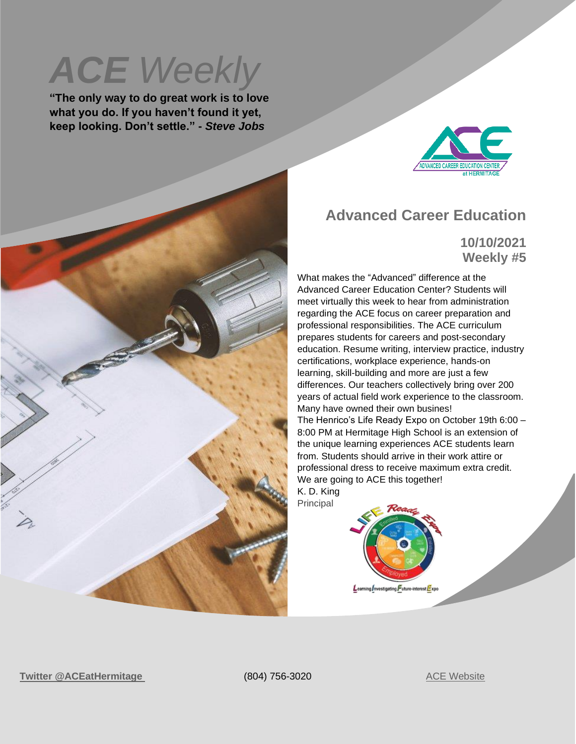# *ACE Weekly*

**"The only way to do great work is to love what you do. If you haven't found it yet, keep looking. Don't settle." - *Steve Jobs***

## Advanced Career Education

### 10/10/2021
### Weekly #5

What makes the "Advanced" difference at the Advanced Career Education Center? Students will meet virtually this week to hear from administration regarding the ACE focus on career preparation and professional responsibilities. The ACE curriculum prepares students for careers and post-secondary education. Resume writing, interview practice, industry certifications, workplace experience, hands-on learning, skill-building and more are just a few differences. Our teachers collectively bring over 200 years of actual field work experience to the classroom. Many have owned their own busines!

The Henrico's Life Ready Expo on October 19th 6:00 – 8:00 PM at Hermitage High School is an extension of the unique learning experiences ACE students learn from. Students should arrive in their work attire or professional dress to receive maximum extra credit. We are going to ACE this together!

K. D. King
Principal

**Twitter @ACEatHermitage** (804) 756-3020 ACE Website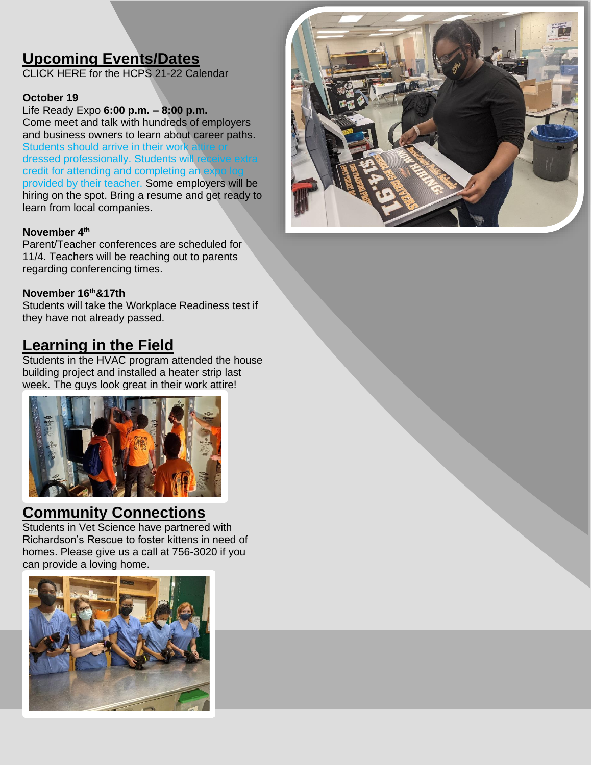## Upcoming Events/Dates

CLICK HERE for the HCPS 21-22 Calendar

**October 19**

Life Ready Expo **6:00 p.m. – 8:00 p.m.**
Come meet and talk with hundreds of employers and business owners to learn about career paths. Students should arrive in their work attire or dressed professionally. Students will receive extra credit for attending and completing an expo log provided by their teacher. Some employers will be hiring on the spot. Bring a resume and get ready to learn from local companies.

**November 4th**

Parent/Teacher conferences are scheduled for 11/4. Teachers will be reaching out to parents regarding conferencing times.

**November 16th&17th**

Students will take the Workplace Readiness test if they have not already passed.

## Learning in the Field

Students in the HVAC program attended the house building project and installed a heater strip last week. The guys look great in their work attire!

## Community Connections

Students in Vet Science have partnered with Richardson's Rescue to foster kittens in need of homes. Please give us a call at 756-3020 if you can provide a loving home.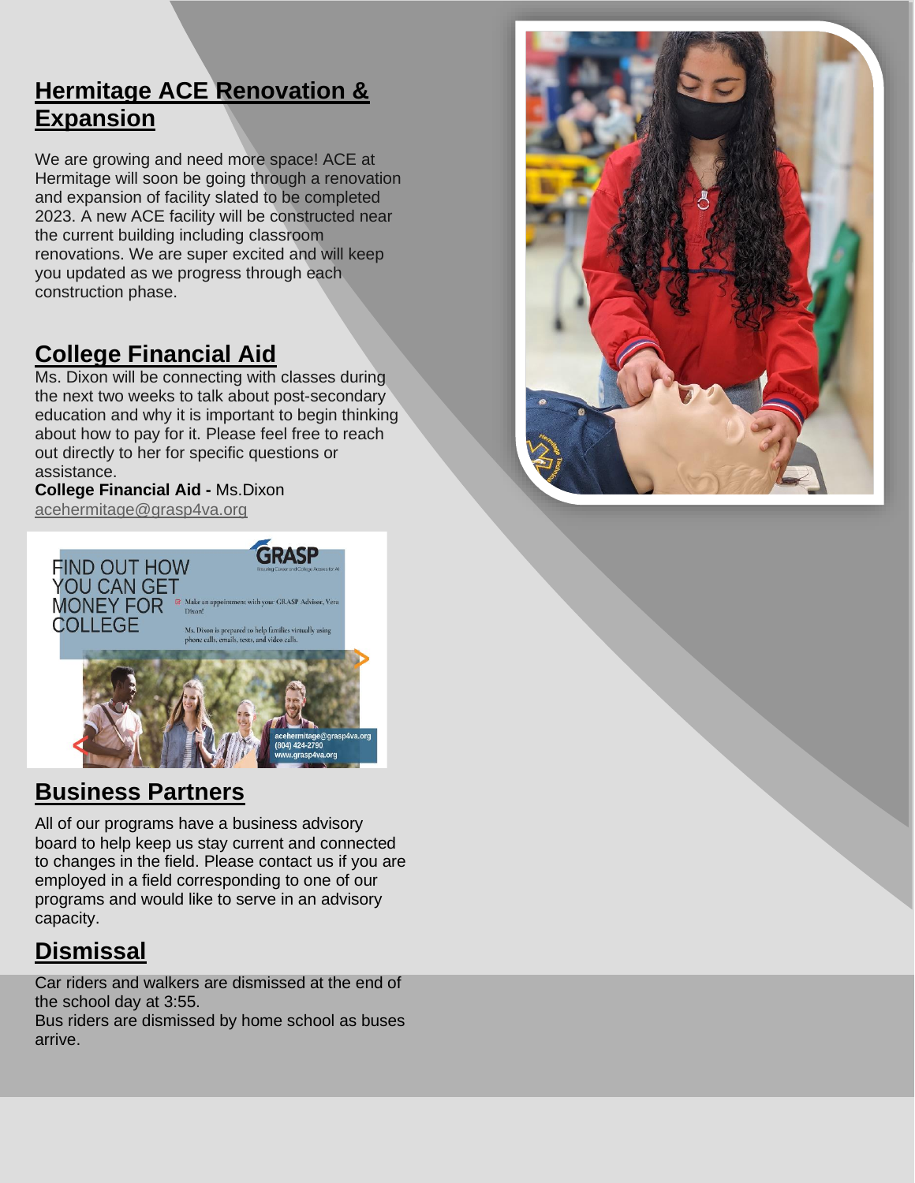## Hermitage ACE Renovation & Expansion

We are growing and need more space! ACE at Hermitage will soon be going through a renovation and expansion of facility slated to be completed 2023. A new ACE facility will be constructed near the current building including classroom renovations. We are super excited and will keep you updated as we progress through each construction phase.

## College Financial Aid

Ms. Dixon will be connecting with classes during the next two weeks to talk about post-secondary education and why it is important to begin thinking about how to pay for it. Please feel free to reach out directly to her for specific questions or assistance.

**College Financial Aid -** Ms.Dixon
acehermitage@grasp4va.org

FIND OUT HOW YOU CAN GET MONEY FOR COLLEGE

GRASP

Make an appointment with your GRASP Advisor, Vera Dixon!

Ms. Dixon is prepared to help families virtually using phone calls, emails, texts, and video calls.

acehermitage@grasp4va.org
(804) 424-2790
www.grasp4va.org

## Business Partners

All of our programs have a business advisory board to help keep us stay current and connected to changes in the field. Please contact us if you are employed in a field corresponding to one of our programs and would like to serve in an advisory capacity.

## Dismissal

Car riders and walkers are dismissed at the end of the school day at 3:55.
Bus riders are dismissed by home school as buses arrive.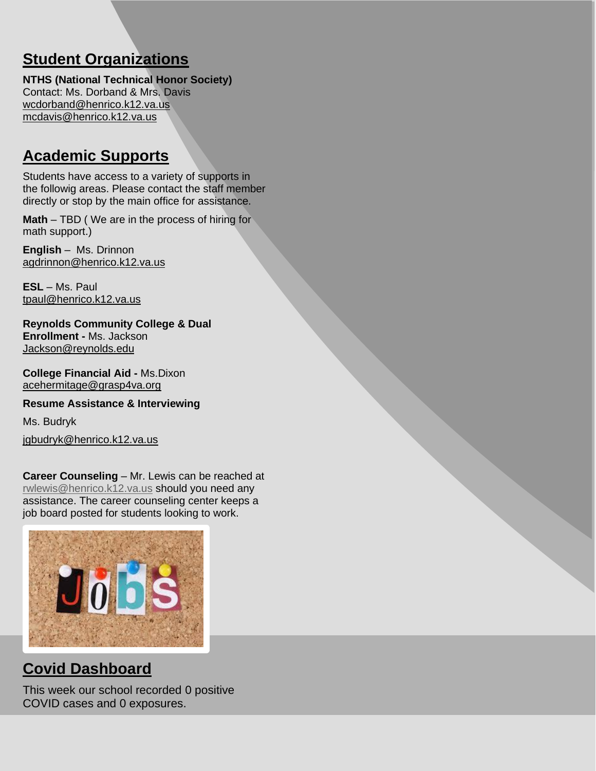## Student Organizations

**NTHS (National Technical Honor Society)**
Contact: Ms. Dorband & Mrs. Davis
wcdorband@henrico.k12.va.us
mcdavis@henrico.k12.va.us

## Academic Supports

Students have access to a variety of supports in the followig areas. Please contact the staff member directly or stop by the main office for assistance.

**Math** – TBD ( We are in the process of hiring for math support.)

**English** – Ms. Drinnon
agdrinnon@henrico.k12.va.us

**ESL** – Ms. Paul
tpaul@henrico.k12.va.us

**Reynolds Community College & Dual Enrollment -** Ms. Jackson
Jackson@reynolds.edu

**College Financial Aid -** Ms.Dixon
acehermitage@grasp4va.org

**Resume Assistance & Interviewing**

Ms. Budryk

jgbudryk@henrico.k12.va.us

**Career Counseling** – Mr. Lewis can be reached at rwlewis@henrico.k12.va.us should you need any assistance. The career counseling center keeps a job board posted for students looking to work.

## Covid Dashboard

This week our school recorded 0 positive COVID cases and 0 exposures.